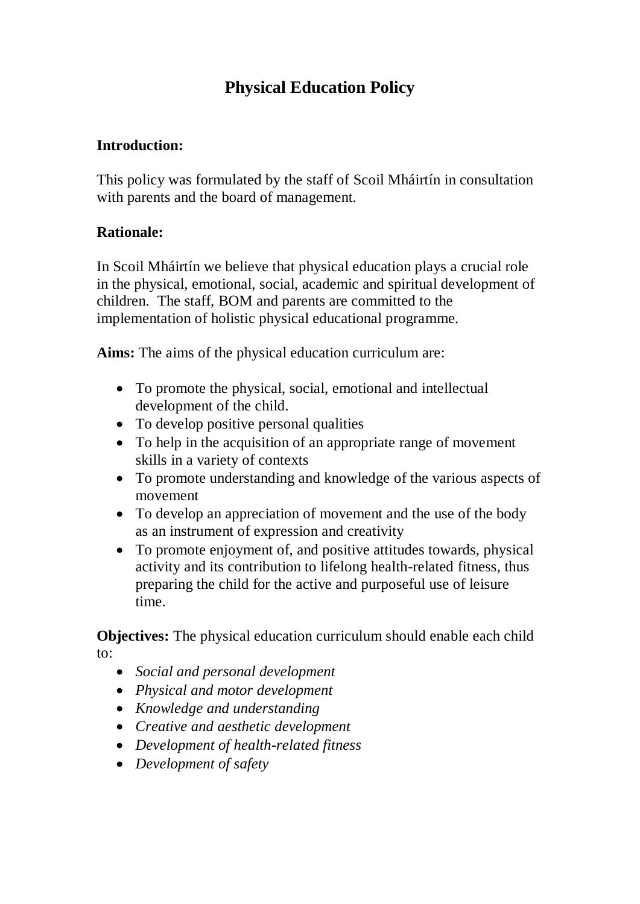# Physical Education Policy

**Introduction:**

This policy was formulated by the staff of Scoil Mháirtín in consultation with parents and the board of management.

**Rationale:**

In Scoil Mháirtín we believe that physical education plays a crucial role in the physical, emotional, social, academic and spiritual development of children. The staff, BOM and parents are committed to the implementation of holistic physical educational programme.

**Aims:** The aims of the physical education curriculum are:

- To promote the physical, social, emotional and intellectual development of the child.
- To develop positive personal qualities
- To help in the acquisition of an appropriate range of movement skills in a variety of contexts
- To promote understanding and knowledge of the various aspects of movement
- To develop an appreciation of movement and the use of the body as an instrument of expression and creativity
- To promote enjoyment of, and positive attitudes towards, physical activity and its contribution to lifelong health-related fitness, thus preparing the child for the active and purposeful use of leisure time.

**Objectives:** The physical education curriculum should enable each child to:

- *Social and personal development*
- *Physical and motor development*
- *Knowledge and understanding*
- *Creative and aesthetic development*
- *Development of health-related fitness*
- *Development of safety*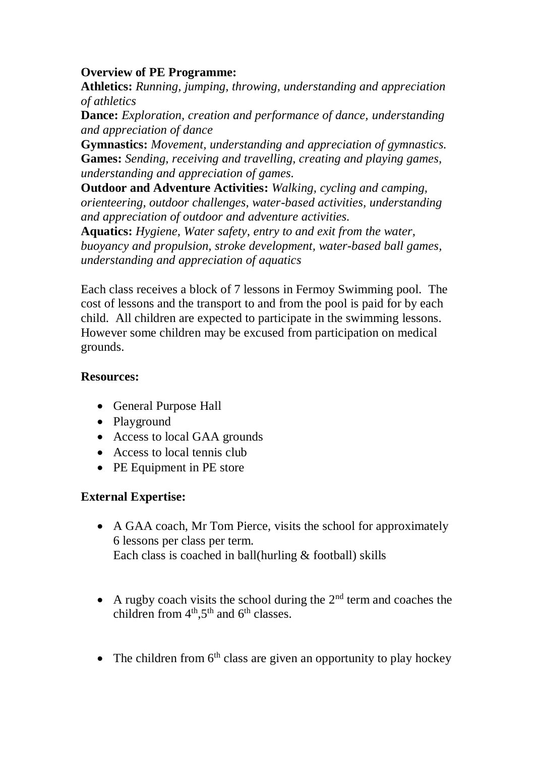**Overview of PE Programme:**
**Athletics:** *Running, jumping, throwing, understanding and appreciation of athletics*
**Dance:** *Exploration, creation and performance of dance, understanding and appreciation of dance*
**Gymnastics:** *Movement, understanding and appreciation of gymnastics.*
**Games:** *Sending, receiving and travelling, creating and playing games, understanding and appreciation of games.*
**Outdoor and Adventure Activities:** *Walking, cycling and camping, orienteering, outdoor challenges, water-based activities, understanding and appreciation of outdoor and adventure activities.*
**Aquatics:** *Hygiene, Water safety, entry to and exit from the water, buoyancy and propulsion, stroke development, water-based ball games, understanding and appreciation of aquatics*

Each class receives a block of 7 lessons in Fermoy Swimming pool. The cost of lessons and the transport to and from the pool is paid for by each child. All children are expected to participate in the swimming lessons. However some children may be excused from participation on medical grounds.

**Resources:**

- General Purpose Hall
- Playground
- Access to local GAA grounds
- Access to local tennis club
- PE Equipment in PE store

**External Expertise:**

- A GAA coach, Mr Tom Pierce, visits the school for approximately 6 lessons per class per term.
  Each class is coached in ball(hurling & football) skills

- A rugby coach visits the school during the 2nd term and coaches the children from 4th,5th and 6th classes.

- The children from 6th class are given an opportunity to play hockey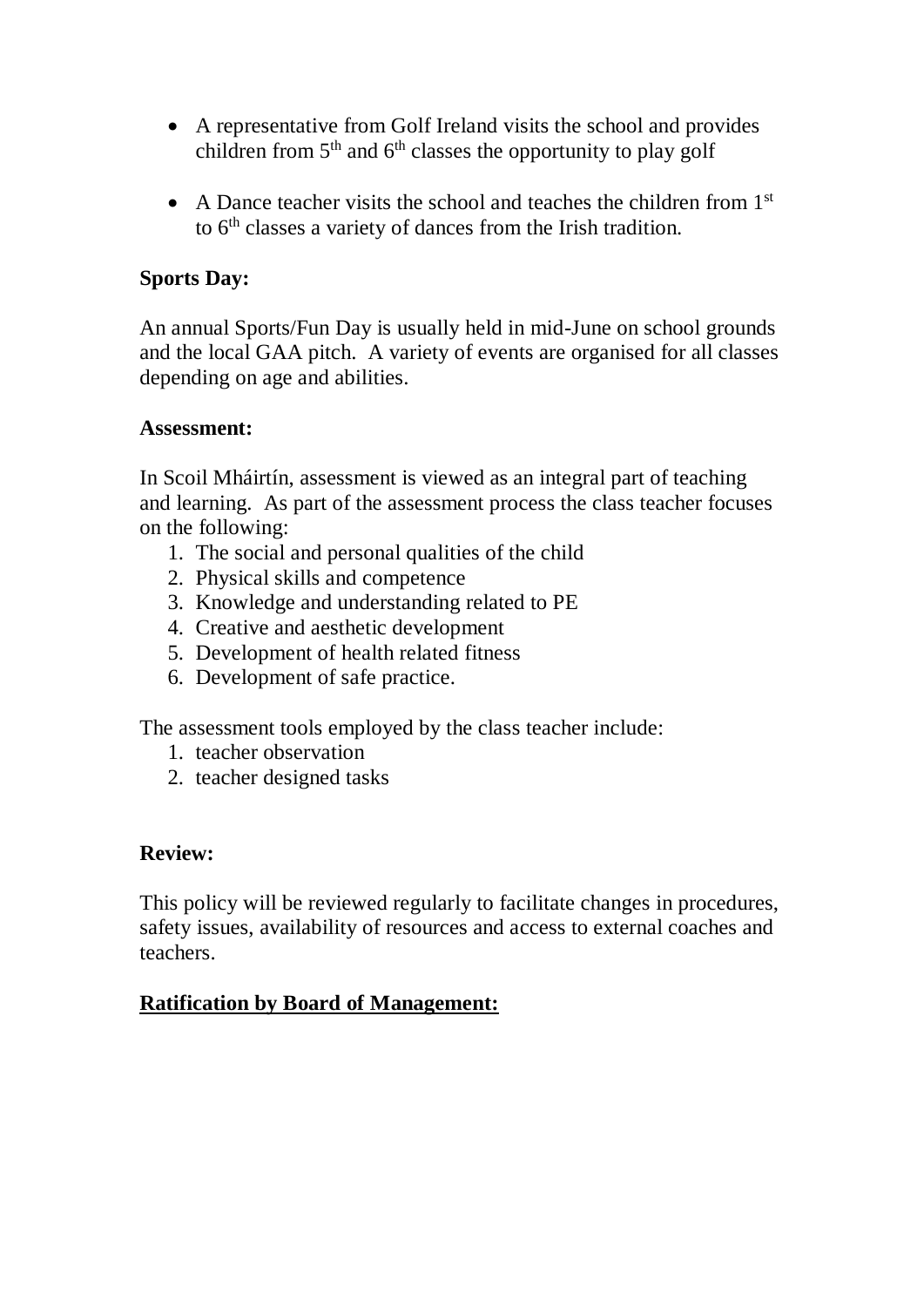- A representative from Golf Ireland visits the school and provides children from 5th and 6th classes the opportunity to play golf

- A Dance teacher visits the school and teaches the children from 1st to 6th classes a variety of dances from the Irish tradition.

**Sports Day:**

An annual Sports/Fun Day is usually held in mid-June on school grounds and the local GAA pitch. A variety of events are organised for all classes depending on age and abilities.

**Assessment:**

In Scoil Mháirtín, assessment is viewed as an integral part of teaching and learning. As part of the assessment process the class teacher focuses on the following:

1. The social and personal qualities of the child
2. Physical skills and competence
3. Knowledge and understanding related to PE
4. Creative and aesthetic development
5. Development of health related fitness
6. Development of safe practice.

The assessment tools employed by the class teacher include:

1. teacher observation
2. teacher designed tasks

**Review:**

This policy will be reviewed regularly to facilitate changes in procedures, safety issues, availability of resources and access to external coaches and teachers.

**Ratification by Board of Management:**